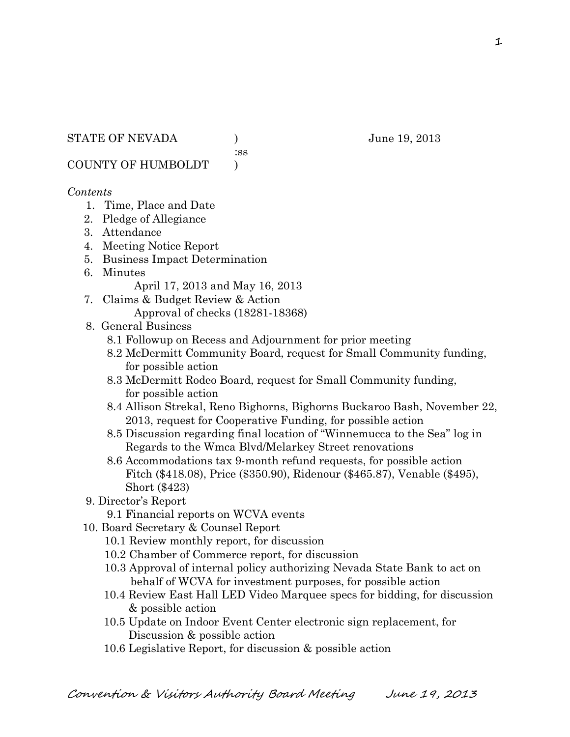STATE OF NEVADA ) June 19, 2013

:ss

COUNTY OF HUMBOLDT )

*Contents*

1. Time, Place and Date
2. Pledge of Allegiance
3. Attendance
4. Meeting Notice Report
5. Business Impact Determination
6. Minutes
   April 17, 2013 and May 16, 2013
7. Claims & Budget Review & Action
   Approval of checks (18281-18368)
8. General Business
   - 8.1 Followup on Recess and Adjournment for prior meeting
   - 8.2 McDermitt Community Board, request for Small Community funding, for possible action
   - 8.3 McDermitt Rodeo Board, request for Small Community funding, for possible action
   - 8.4 Allison Strekal, Reno Bighorns, Bighorns Buckaroo Bash, November 22, 2013, request for Cooperative Funding, for possible action
   - 8.5 Discussion regarding final location of "Winnemucca to the Sea" log in Regards to the Wmca Blvd/Melarkey Street renovations
   - 8.6 Accommodations tax 9-month refund requests, for possible action Fitch ($418.08), Price ($350.90), Ridenour ($465.87), Venable ($495), Short ($423)
9. Director's Report
   - 9.1 Financial reports on WCVA events
10. Board Secretary & Counsel Report
    - 10.1 Review monthly report, for discussion
    - 10.2 Chamber of Commerce report, for discussion
    - 10.3 Approval of internal policy authorizing Nevada State Bank to act on behalf of WCVA for investment purposes, for possible action
    - 10.4 Review East Hall LED Video Marquee specs for bidding, for discussion & possible action
    - 10.5 Update on Indoor Event Center electronic sign replacement, for Discussion & possible action
    - 10.6 Legislative Report, for discussion & possible action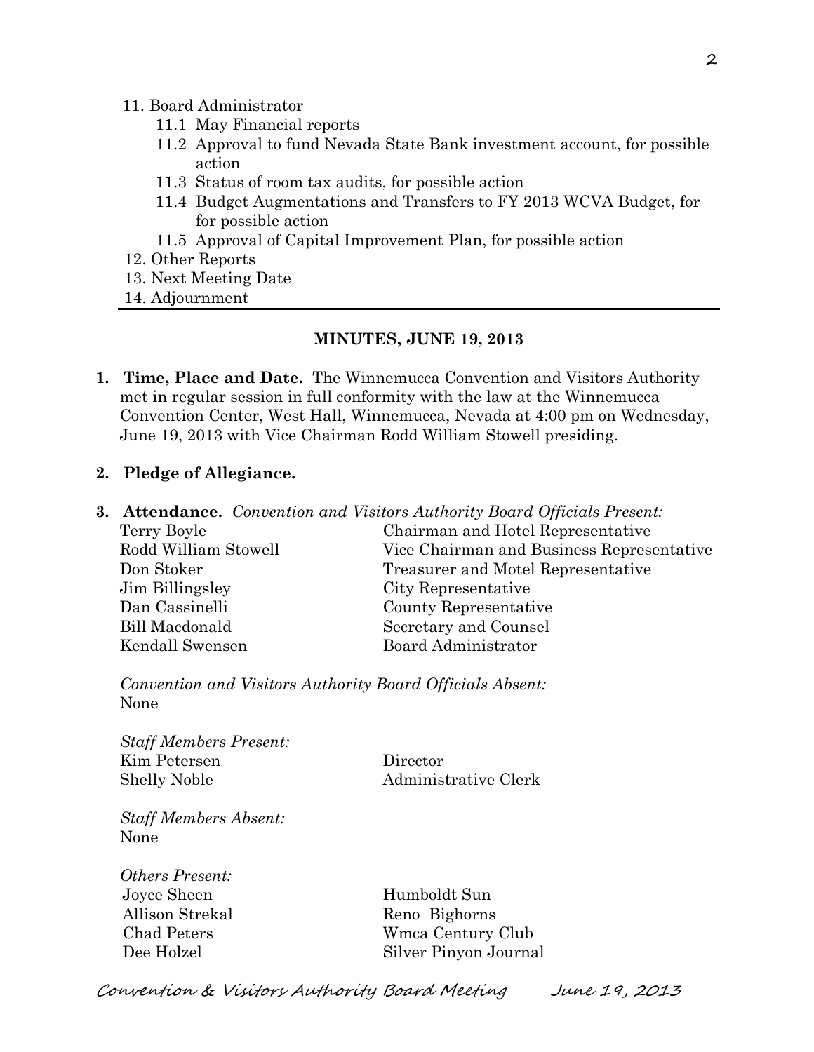11. Board Administrator
    - 11.1 May Financial reports
    - 11.2 Approval to fund Nevada State Bank investment account, for possible action
    - 11.3 Status of room tax audits, for possible action
    - 11.4 Budget Augmentations and Transfers to FY 2013 WCVA Budget, for for possible action
    - 11.5 Approval of Capital Improvement Plan, for possible action
12. Other Reports
13. Next Meeting Date
14. Adjournment

---

## MINUTES, JUNE 19, 2013

**1. Time, Place and Date.** The Winnemucca Convention and Visitors Authority met in regular session in full conformity with the law at the Winnemucca Convention Center, West Hall, Winnemucca, Nevada at 4:00 pm on Wednesday, June 19, 2013 with Vice Chairman Rodd William Stowell presiding.

**2. Pledge of Allegiance.**

**3. Attendance.** *Convention and Visitors Authority Board Officials Present:*

| | |
|---|---|
| Terry Boyle | Chairman and Hotel Representative |
| Rodd William Stowell | Vice Chairman and Business Representative |
| Don Stoker | Treasurer and Motel Representative |
| Jim Billingsley | City Representative |
| Dan Cassinelli | County Representative |
| Bill Macdonald | Secretary and Counsel |
| Kendall Swensen | Board Administrator |

*Convention and Visitors Authority Board Officials Absent:*
None

*Staff Members Present:*

| | |
|---|---|
| Kim Petersen | Director |
| Shelly Noble | Administrative Clerk |

*Staff Members Absent:*
None

*Others Present:*

| | |
|---|---|
| Joyce Sheen | Humboldt Sun |
| Allison Strekal | Reno Bighorns |
| Chad Peters | Wmca Century Club |
| Dee Holzel | Silver Pinyon Journal |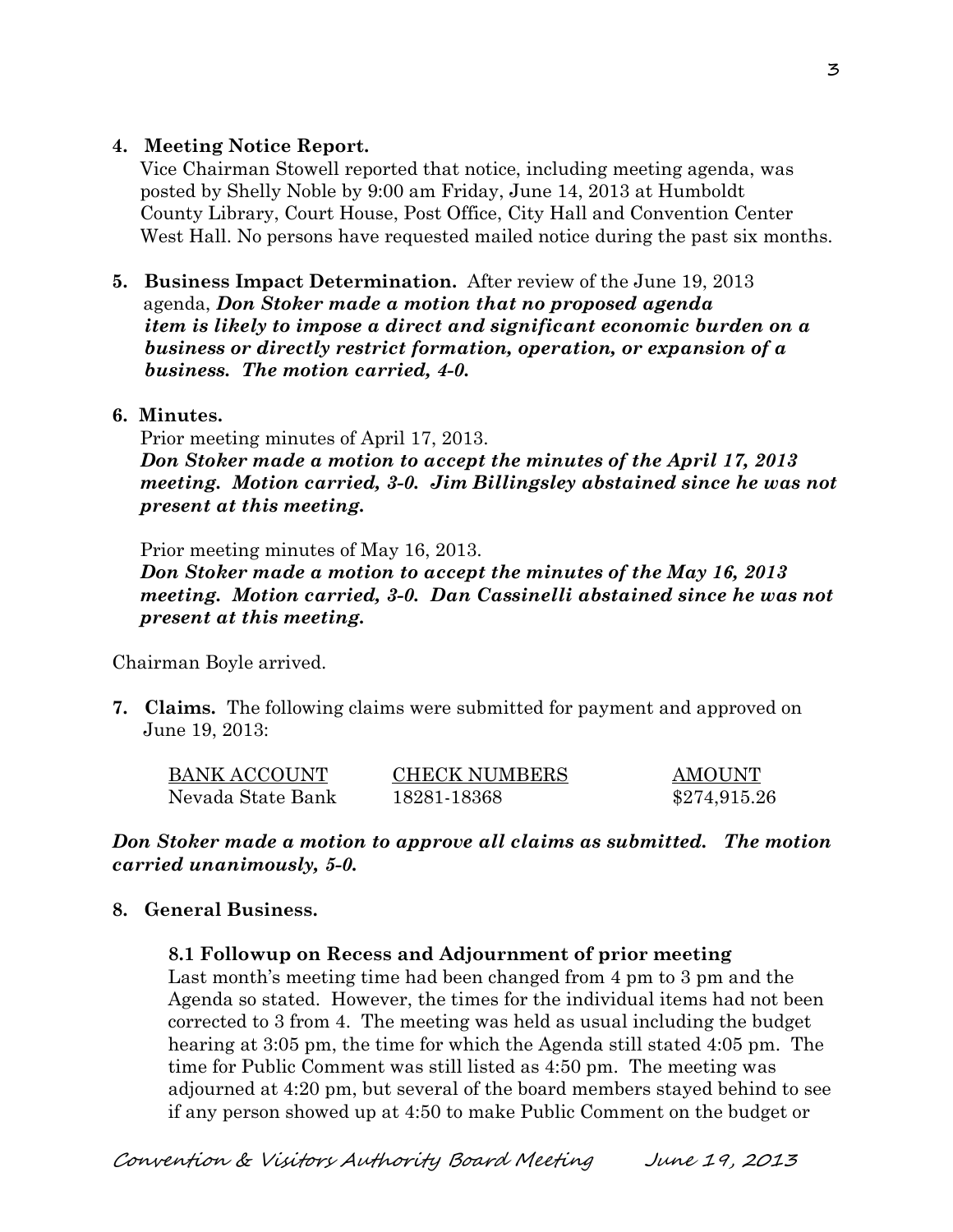**4. Meeting Notice Report.**
Vice Chairman Stowell reported that notice, including meeting agenda, was posted by Shelly Noble by 9:00 am Friday, June 14, 2013 at Humboldt County Library, Court House, Post Office, City Hall and Convention Center West Hall. No persons have requested mailed notice during the past six months.

**5. Business Impact Determination.** After review of the June 19, 2013 agenda, ***Don Stoker made a motion that no proposed agenda item is likely to impose a direct and significant economic burden on a business or directly restrict formation, operation, or expansion of a business. The motion carried, 4-0.***

**6. Minutes.**
Prior meeting minutes of April 17, 2013.
***Don Stoker made a motion to accept the minutes of the April 17, 2013 meeting. Motion carried, 3-0. Jim Billingsley abstained since he was not present at this meeting.***

Prior meeting minutes of May 16, 2013.
***Don Stoker made a motion to accept the minutes of the May 16, 2013 meeting. Motion carried, 3-0. Dan Cassinelli abstained since he was not present at this meeting.***

Chairman Boyle arrived.

**7. Claims.** The following claims were submitted for payment and approved on June 19, 2013:

| BANK ACCOUNT | CHECK NUMBERS | AMOUNT |
|---|---|---|
| Nevada State Bank | 18281-18368 | $274,915.26 |

***Don Stoker made a motion to approve all claims as submitted. The motion carried unanimously, 5-0.***

**8. General Business.**

**8.1 Followup on Recess and Adjournment of prior meeting**
Last month's meeting time had been changed from 4 pm to 3 pm and the Agenda so stated. However, the times for the individual items had not been corrected to 3 from 4. The meeting was held as usual including the budget hearing at 3:05 pm, the time for which the Agenda still stated 4:05 pm. The time for Public Comment was still listed as 4:50 pm. The meeting was adjourned at 4:20 pm, but several of the board members stayed behind to see if any person showed up at 4:50 to make Public Comment on the budget or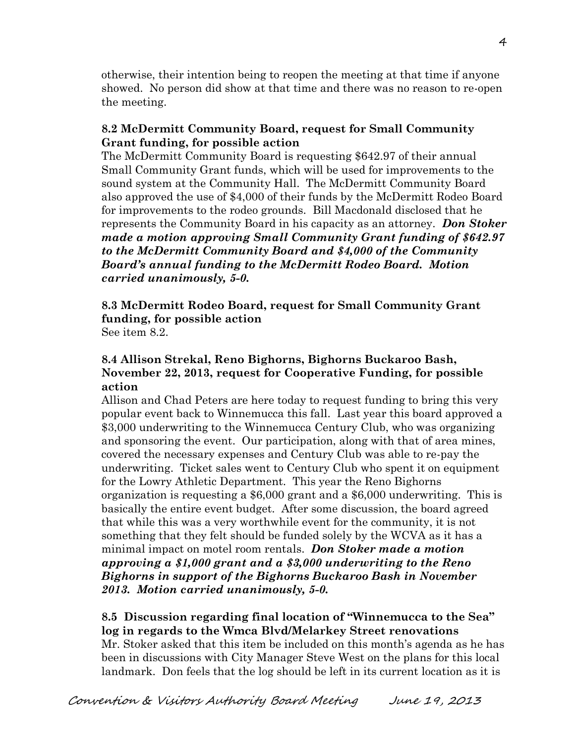otherwise, their intention being to reopen the meeting at that time if anyone showed. No person did show at that time and there was no reason to re-open the meeting.

**8.2 McDermitt Community Board, request for Small Community Grant funding, for possible action**

The McDermitt Community Board is requesting $642.97 of their annual Small Community Grant funds, which will be used for improvements to the sound system at the Community Hall. The McDermitt Community Board also approved the use of $4,000 of their funds by the McDermitt Rodeo Board for improvements to the rodeo grounds. Bill Macdonald disclosed that he represents the Community Board in his capacity as an attorney. ***Don Stoker made a motion approving Small Community Grant funding of $642.97 to the McDermitt Community Board and $4,000 of the Community Board's annual funding to the McDermitt Rodeo Board. Motion carried unanimously, 5-0.***

**8.3 McDermitt Rodeo Board, request for Small Community Grant funding, for possible action**

See item 8.2.

**8.4 Allison Strekal, Reno Bighorns, Bighorns Buckaroo Bash, November 22, 2013, request for Cooperative Funding, for possible action**

Allison and Chad Peters are here today to request funding to bring this very popular event back to Winnemucca this fall. Last year this board approved a $3,000 underwriting to the Winnemucca Century Club, who was organizing and sponsoring the event. Our participation, along with that of area mines, covered the necessary expenses and Century Club was able to re-pay the underwriting. Ticket sales went to Century Club who spent it on equipment for the Lowry Athletic Department. This year the Reno Bighorns organization is requesting a $6,000 grant and a $6,000 underwriting. This is basically the entire event budget. After some discussion, the board agreed that while this was a very worthwhile event for the community, it is not something that they felt should be funded solely by the WCVA as it has a minimal impact on motel room rentals. ***Don Stoker made a motion approving a $1,000 grant and a $3,000 underwriting to the Reno Bighorns in support of the Bighorns Buckaroo Bash in November 2013. Motion carried unanimously, 5-0.***

**8.5 Discussion regarding final location of "Winnemucca to the Sea" log in regards to the Wmca Blvd/Melarkey Street renovations**

Mr. Stoker asked that this item be included on this month's agenda as he has been in discussions with City Manager Steve West on the plans for this local landmark. Don feels that the log should be left in its current location as it is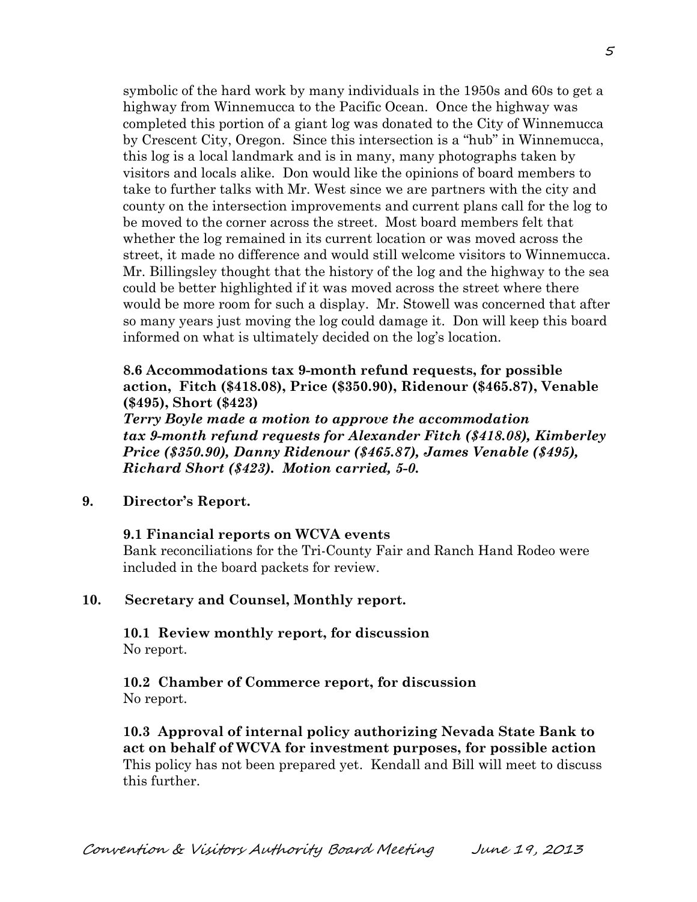symbolic of the hard work by many individuals in the 1950s and 60s to get a highway from Winnemucca to the Pacific Ocean. Once the highway was completed this portion of a giant log was donated to the City of Winnemucca by Crescent City, Oregon. Since this intersection is a "hub" in Winnemucca, this log is a local landmark and is in many, many photographs taken by visitors and locals alike. Don would like the opinions of board members to take to further talks with Mr. West since we are partners with the city and county on the intersection improvements and current plans call for the log to be moved to the corner across the street. Most board members felt that whether the log remained in its current location or was moved across the street, it made no difference and would still welcome visitors to Winnemucca. Mr. Billingsley thought that the history of the log and the highway to the sea could be better highlighted if it was moved across the street where there would be more room for such a display. Mr. Stowell was concerned that after so many years just moving the log could damage it. Don will keep this board informed on what is ultimately decided on the log's location.

**8.6 Accommodations tax 9-month refund requests, for possible action, Fitch ($418.08), Price ($350.90), Ridenour ($465.87), Venable ($495), Short ($423)**

***Terry Boyle made a motion to approve the accommodation tax 9-month refund requests for Alexander Fitch ($418.08), Kimberley Price ($350.90), Danny Ridenour ($465.87), James Venable ($495), Richard Short ($423). Motion carried, 5-0.***

**9. Director's Report.**

**9.1 Financial reports on WCVA events**

Bank reconciliations for the Tri-County Fair and Ranch Hand Rodeo were included in the board packets for review.

**10. Secretary and Counsel, Monthly report.**

**10.1 Review monthly report, for discussion**

No report.

**10.2 Chamber of Commerce report, for discussion**

No report.

**10.3 Approval of internal policy authorizing Nevada State Bank to act on behalf of WCVA for investment purposes, for possible action**

This policy has not been prepared yet. Kendall and Bill will meet to discuss this further.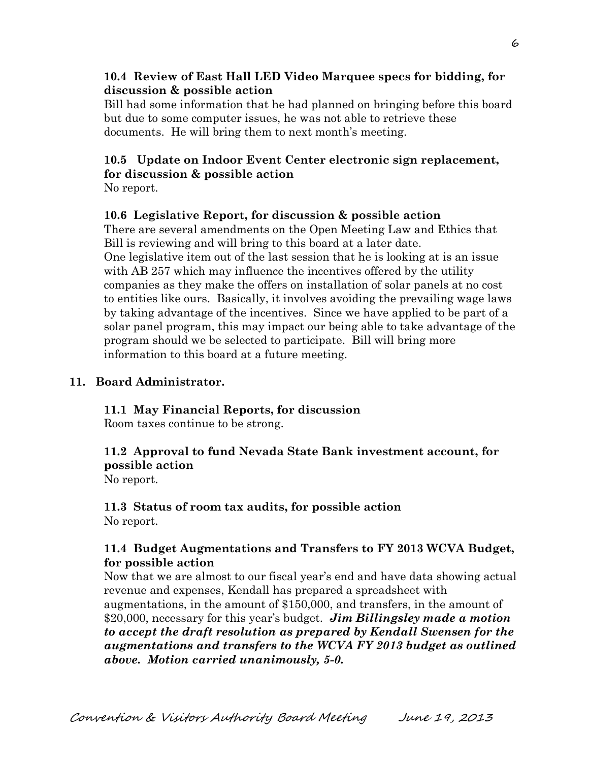**10.4 Review of East Hall LED Video Marquee specs for bidding, for discussion & possible action**

Bill had some information that he had planned on bringing before this board but due to some computer issues, he was not able to retrieve these documents. He will bring them to next month's meeting.

**10.5 Update on Indoor Event Center electronic sign replacement, for discussion & possible action**

No report.

**10.6 Legislative Report, for discussion & possible action**

There are several amendments on the Open Meeting Law and Ethics that Bill is reviewing and will bring to this board at a later date.
One legislative item out of the last session that he is looking at is an issue with AB 257 which may influence the incentives offered by the utility companies as they make the offers on installation of solar panels at no cost to entities like ours. Basically, it involves avoiding the prevailing wage laws by taking advantage of the incentives. Since we have applied to be part of a solar panel program, this may impact our being able to take advantage of the program should we be selected to participate. Bill will bring more information to this board at a future meeting.

**11. Board Administrator.**

**11.1 May Financial Reports, for discussion**

Room taxes continue to be strong.

**11.2 Approval to fund Nevada State Bank investment account, for possible action**

No report.

**11.3 Status of room tax audits, for possible action**

No report.

**11.4 Budget Augmentations and Transfers to FY 2013 WCVA Budget, for possible action**

Now that we are almost to our fiscal year's end and have data showing actual revenue and expenses, Kendall has prepared a spreadsheet with augmentations, in the amount of $150,000, and transfers, in the amount of $20,000, necessary for this year's budget. ***Jim Billingsley made a motion to accept the draft resolution as prepared by Kendall Swensen for the augmentations and transfers to the WCVA FY 2013 budget as outlined above. Motion carried unanimously, 5-0.***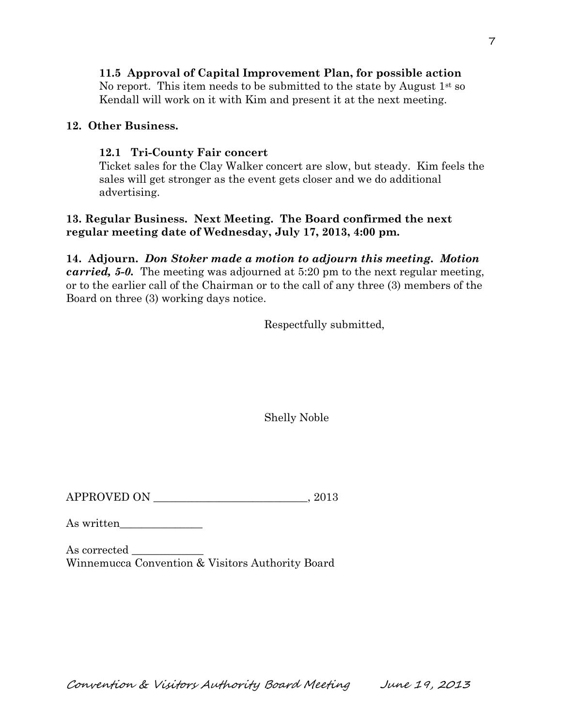**11.5 Approval of Capital Improvement Plan, for possible action**
No report. This item needs to be submitted to the state by August 1st so Kendall will work on it with Kim and present it at the next meeting.

**12. Other Business.**

**12.1 Tri-County Fair concert**
Ticket sales for the Clay Walker concert are slow, but steady. Kim feels the sales will get stronger as the event gets closer and we do additional advertising.

**13. Regular Business. Next Meeting. The Board confirmed the next regular meeting date of Wednesday, July 17, 2013, 4:00 pm.**

**14. Adjourn.** ***Don Stoker made a motion to adjourn this meeting. Motion carried, 5-0.*** The meeting was adjourned at 5:20 pm to the next regular meeting, or to the earlier call of the Chairman or to the call of any three (3) members of the Board on three (3) working days notice.

Respectfully submitted,

Shelly Noble

APPROVED ON ____________________________, 2013

As written_______________

As corrected _____________
Winnemucca Convention & Visitors Authority Board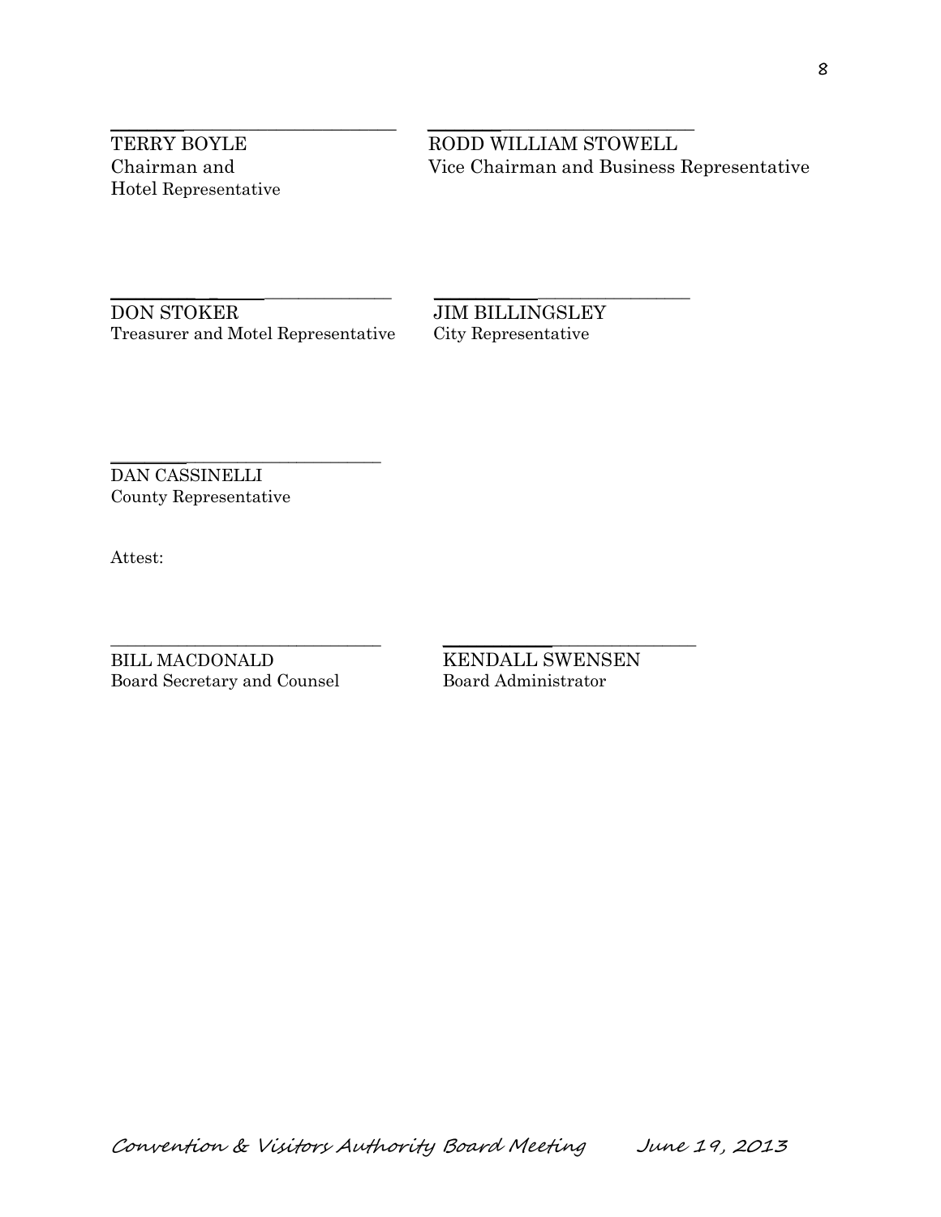\_\_\_\_\_\_\_\_\_\_\_\_\_\_\_\_\_\_\_\_\_\_\_\_\_\_\_\_\_\_
TERRY BOYLE
Chairman and
Hotel Representative

\_\_\_\_\_\_\_\_\_\_\_\_\_\_\_\_\_\_\_\_\_\_\_\_\_\_\_\_\_\_
RODD WILLIAM STOWELL
Vice Chairman and Business Representative

\_\_\_\_\_\_\_\_\_\_\_\_\_\_\_\_\_\_\_\_\_\_\_\_\_\_\_\_\_\_
DON STOKER
Treasurer and Motel Representative

\_\_\_\_\_\_\_\_\_\_\_\_\_\_\_\_\_\_\_\_\_\_\_\_\_\_\_\_\_\_
JIM BILLINGSLEY
City Representative

\_\_\_\_\_\_\_\_\_\_\_\_\_\_\_\_\_\_\_\_\_\_\_\_\_\_\_\_\_\_
DAN CASSINELLI
County Representative

Attest:

\_\_\_\_\_\_\_\_\_\_\_\_\_\_\_\_\_\_\_\_\_\_\_\_\_\_\_\_\_\_
BILL MACDONALD
Board Secretary and Counsel

\_\_\_\_\_\_\_\_\_\_\_\_\_\_\_\_\_\_\_\_\_\_\_\_\_\_\_\_\_\_
KENDALL SWENSEN
Board Administrator